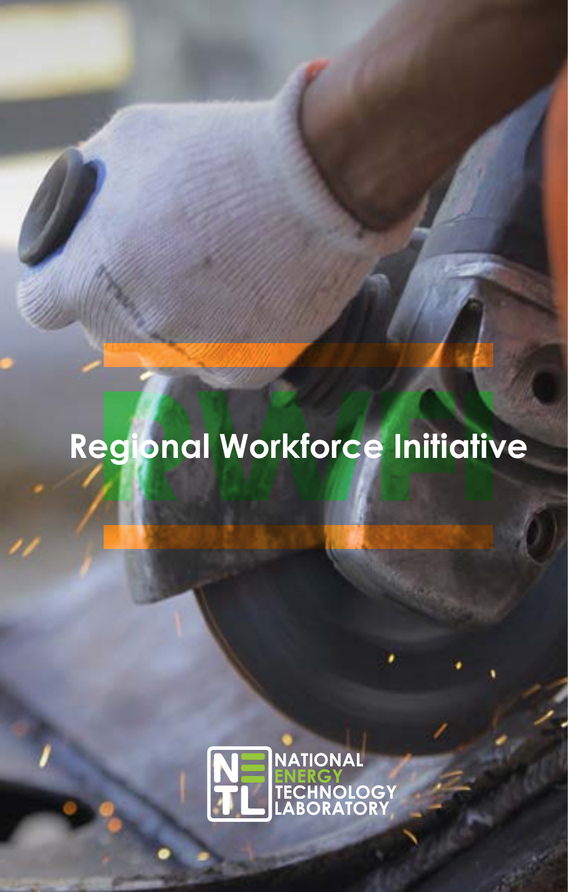# Regional Workforce Initiative

RWFI

NATIONAL ENERGY TECHNOLOGY LABORATORY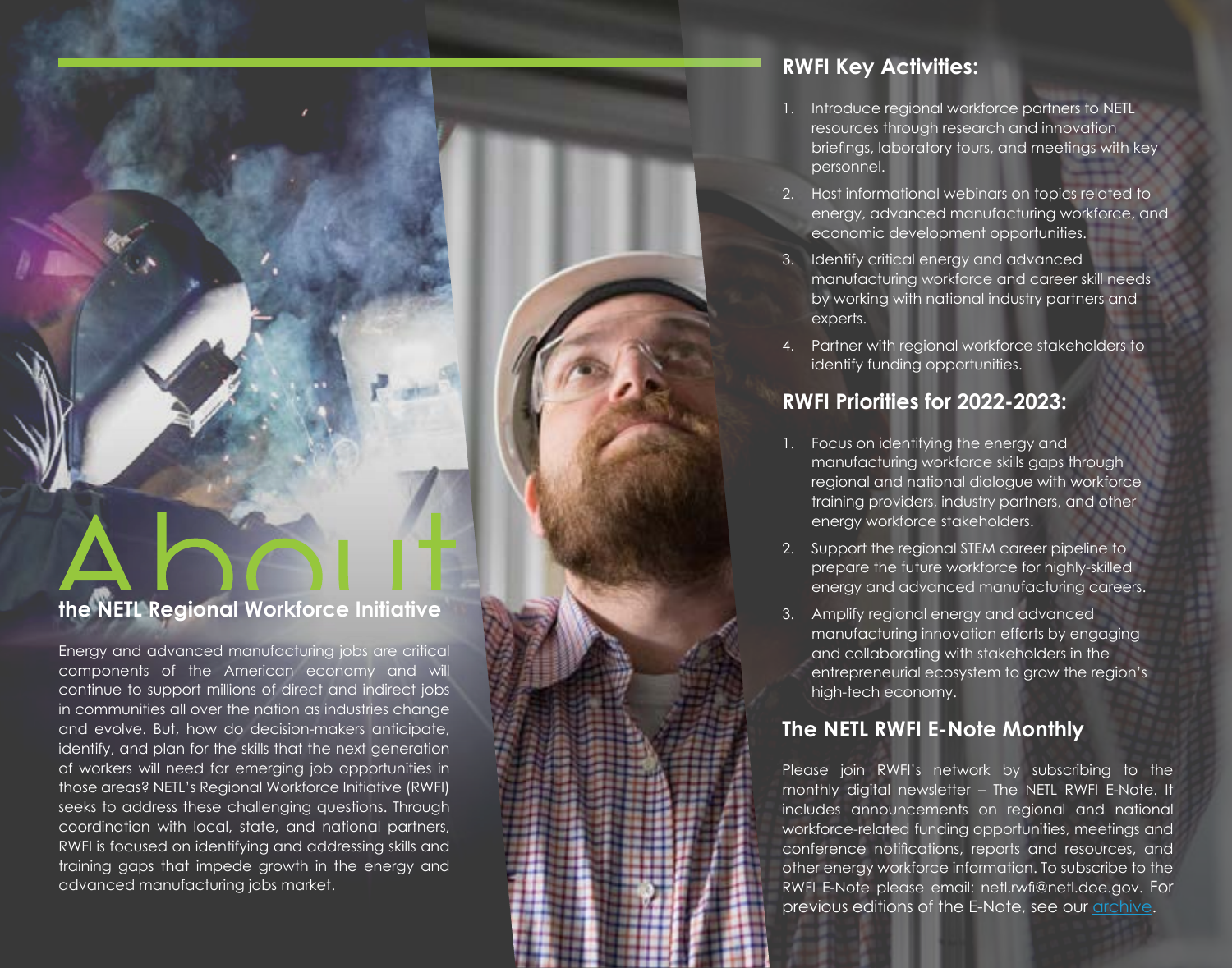# About the NETL Regional Workforce Initiative

Energy and advanced manufacturing jobs are critical components of the American economy and will continue to support millions of direct and indirect jobs in communities all over the nation as industries change and evolve. But, how do decision-makers anticipate, identify, and plan for the skills that the next generation of workers will need for emerging job opportunities in those areas? NETL's Regional Workforce Initiative (RWFI) seeks to address these challenging questions. Through coordination with local, state, and national partners, RWFI is focused on identifying and addressing skills and training gaps that impede growth in the energy and advanced manufacturing jobs market.

## RWFI Key Activities:

1. Introduce regional workforce partners to NETL resources through research and innovation briefings, laboratory tours, and meetings with key personnel.
2. Host informational webinars on topics related to energy, advanced manufacturing workforce, and economic development opportunities.
3. Identify critical energy and advanced manufacturing workforce and career skill needs by working with national industry partners and experts.
4. Partner with regional workforce stakeholders to identify funding opportunities.

## RWFI Priorities for 2022-2023:

1. Focus on identifying the energy and manufacturing workforce skills gaps through regional and national dialogue with workforce training providers, industry partners, and other energy workforce stakeholders.
2. Support the regional STEM career pipeline to prepare the future workforce for highly-skilled energy and advanced manufacturing careers.
3. Amplify regional energy and advanced manufacturing innovation efforts by engaging and collaborating with stakeholders in the entrepreneurial ecosystem to grow the region's high-tech economy.

## The NETL RWFI E-Note Monthly

Please join RWFI's network by subscribing to the monthly digital newsletter – The NETL RWFI E-Note. It includes announcements on regional and national workforce-related funding opportunities, meetings and conference notifications, reports and resources, and other energy workforce information. To subscribe to the RWFI E-Note please email: netl.rwfi@netl.doe.gov. For previous editions of the E-Note, see our archive.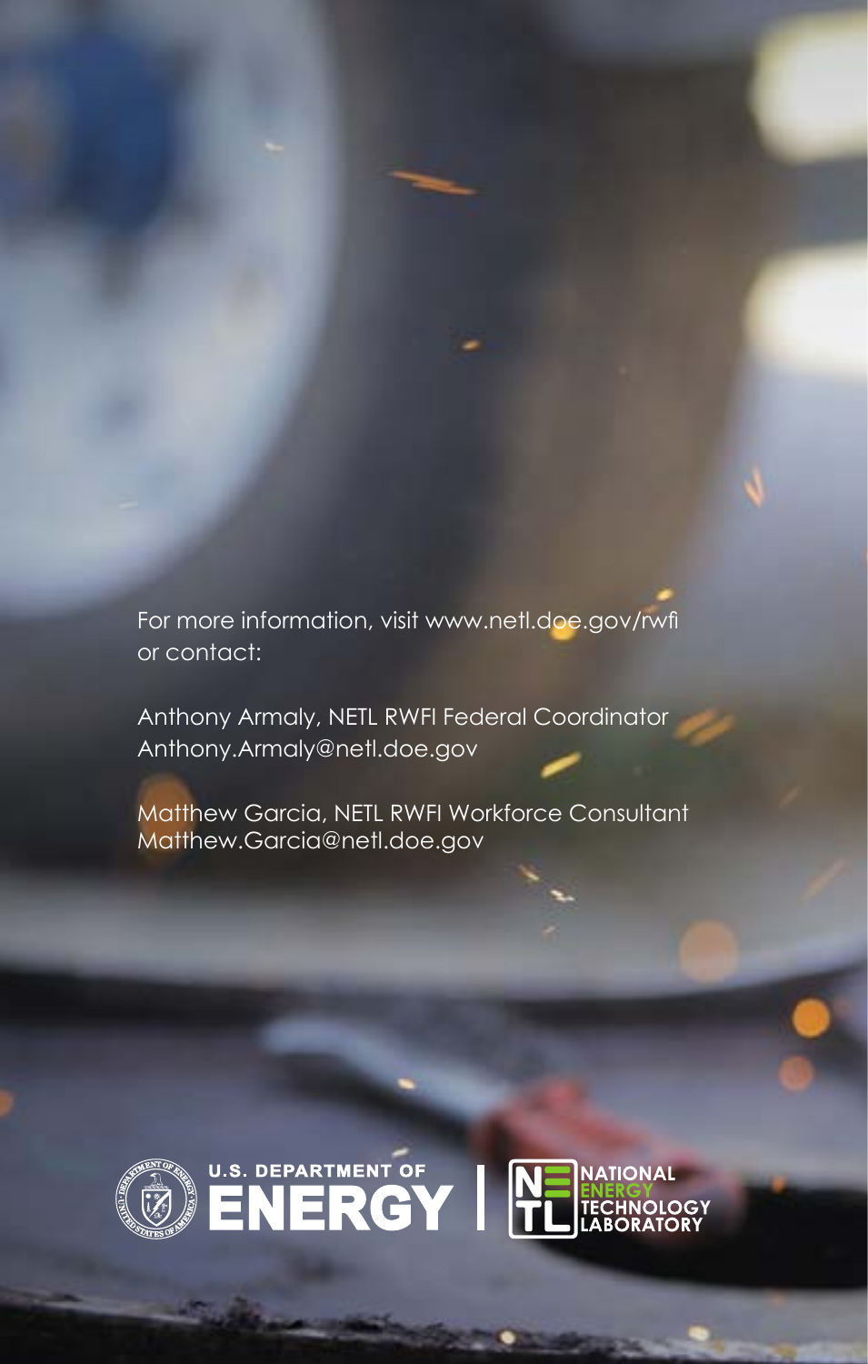For more information, visit www.netl.doe.gov/rwfi or contact:

Anthony Armaly, NETL RWFI Federal Coordinator
Anthony.Armaly@netl.doe.gov

Matthew Garcia, NETL RWFI Workforce Consultant
Matthew.Garcia@netl.doe.gov

U.S. DEPARTMENT OF ENERGY | NATIONAL ENERGY TECHNOLOGY LABORATORY